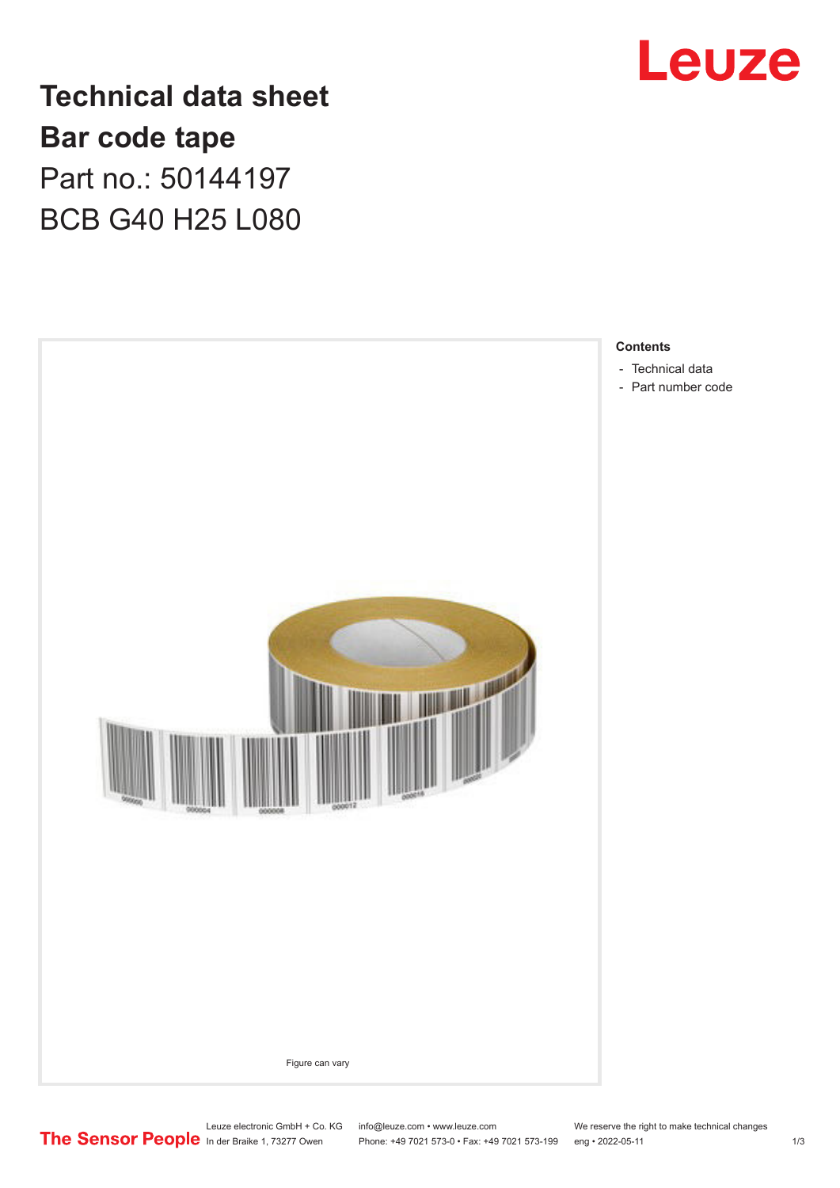Leuze

# Technical data sheet
# Bar code tape

Part no.: 50144197

BCB G40 H25 L080

Figure can vary

**Contents**

- Technical data
- Part number code

The Sensor People

Leuze electronic GmbH + Co. KG
In der Braike 1, 73277 Owen

info@leuze.com • www.leuze.com
Phone: +49 7021 573-0 • Fax: +49 7021 573-199

We reserve the right to make technical changes
eng • 2022-05-11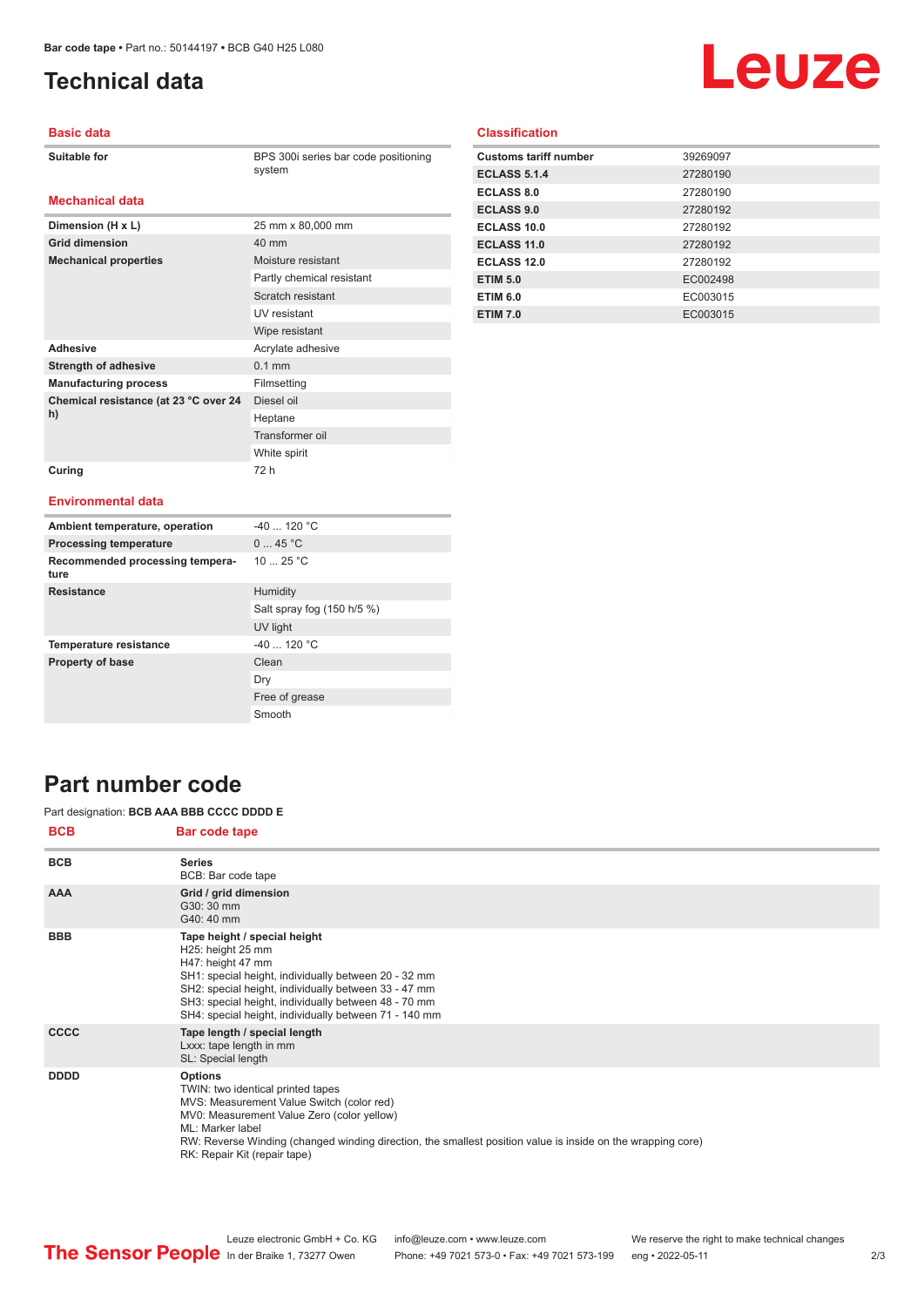# Technical data

## Basic data

| | |
|---|---|
| Suitable for | BPS 300i series bar code positioning system |

## Mechanical data

| | |
|---|---|
| Dimension (H x L) | 25 mm x 80,000 mm |
| Grid dimension | 40 mm |
| Mechanical properties | Moisture resistant |
| | Partly chemical resistant |
| | Scratch resistant |
| | UV resistant |
| | Wipe resistant |
| Adhesive | Acrylate adhesive |
| Strength of adhesive | 0.1 mm |
| Manufacturing process | Filmsetting |
| Chemical resistance (at 23 °C over 24 h) | Diesel oil |
| | Heptane |
| | Transformer oil |
| | White spirit |
| Curing | 72 h |

## Environmental data

| | |
|---|---|
| Ambient temperature, operation | -40 ... 120 °C |
| Processing temperature | 0 ... 45 °C |
| Recommended processing temperature | 10 ... 25 °C |
| Resistance | Humidity |
| | Salt spray fog (150 h/5 %) |
| | UV light |
| Temperature resistance | -40 ... 120 °C |
| Property of base | Clean |
| | Dry |
| | Free of grease |
| | Smooth |

## Classification

| | |
|---|---|
| Customs tariff number | 39269097 |
| ECLASS 5.1.4 | 27280190 |
| ECLASS 8.0 | 27280190 |
| ECLASS 9.0 | 27280192 |
| ECLASS 10.0 | 27280192 |
| ECLASS 11.0 | 27280192 |
| ECLASS 12.0 | 27280192 |
| ETIM 5.0 | EC002498 |
| ETIM 6.0 | EC003015 |
| ETIM 7.0 | EC003015 |

# Part number code

Part designation: **BCB AAA BBB CCCC DDDD E**

| BCB | Bar code tape |
|---|---|
| BCB | **Series**<br>BCB: Bar code tape |
| AAA | **Grid / grid dimension**<br>G30: 30 mm<br>G40: 40 mm |
| BBB | **Tape height / special height**<br>H25: height 25 mm<br>H47: height 47 mm<br>SH1: special height, individually between 20 - 32 mm<br>SH2: special height, individually between 33 - 47 mm<br>SH3: special height, individually between 48 - 70 mm<br>SH4: special height, individually between 71 - 140 mm |
| CCCC | **Tape length / special length**<br>Lxxx: tape length in mm<br>SL: Special length |
| DDDD | **Options**<br>TWIN: two identical printed tapes<br>MVS: Measurement Value Switch (color red)<br>MV0: Measurement Value Zero (color yellow)<br>ML: Marker label<br>RW: Reverse Winding (changed winding direction, the smallest position value is inside on the wrapping core)<br>RK: Repair Kit (repair tape) |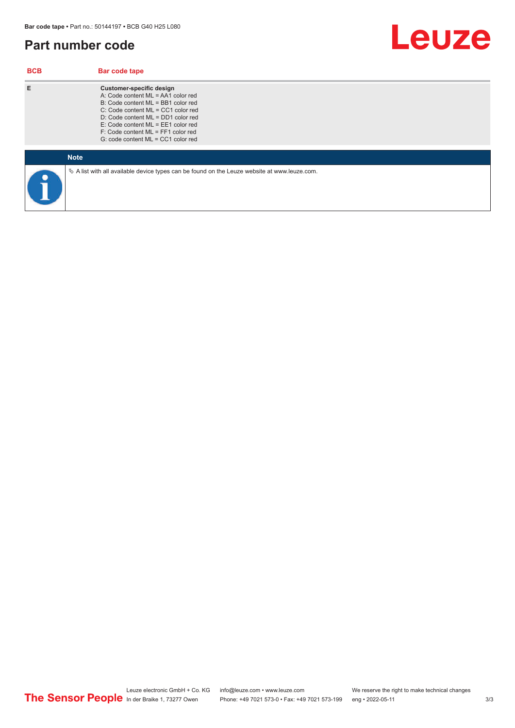## Part number code

| BCB | Bar code tape |
| --- | --- |
| E | **Customer-specific design**<br>A: Code content ML = AA1 color red<br>B: Code content ML = BB1 color red<br>C: Code content ML = CC1 color red<br>D: Code content ML = DD1 color red<br>E: Code content ML = EE1 color red<br>F: Code content ML = FF1 color red<br>G: code content ML = CC1 color red |

**Note**

↳ A list with all available device types can be found on the Leuze website at www.leuze.com.